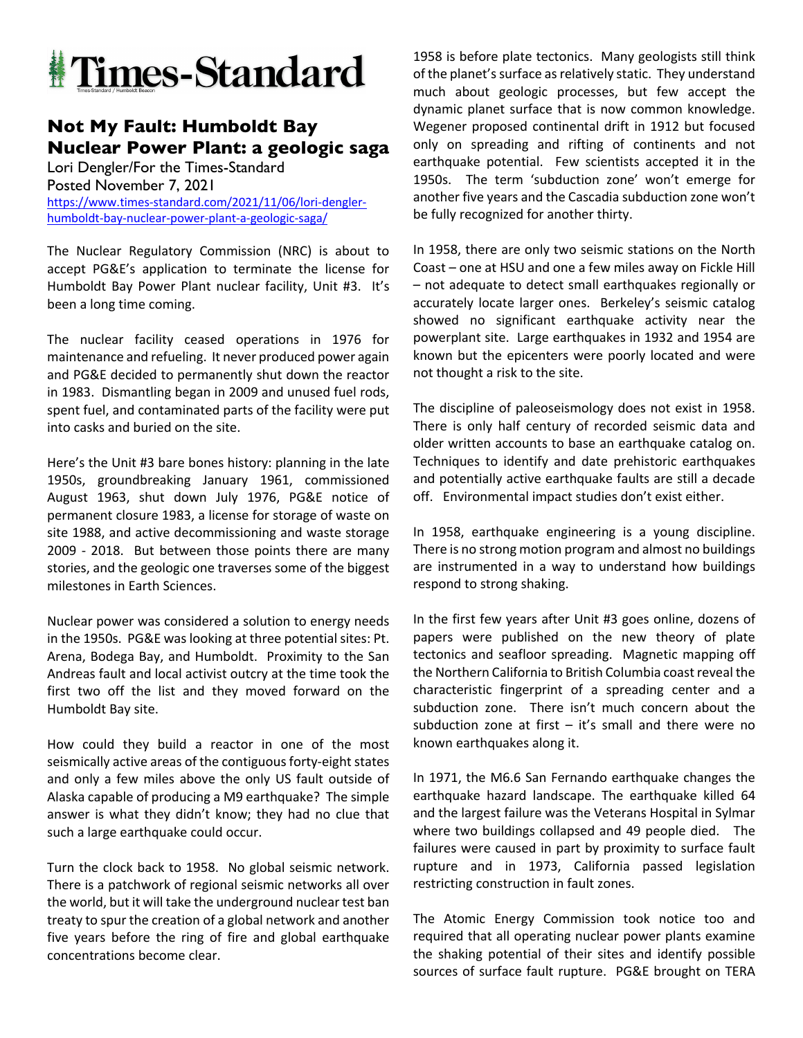# Times-Standard

## Not My Fault: Humboldt Bay Nuclear Power Plant: a geologic saga

Lori Dengler/For the Times-Standard
Posted November 7, 2021
https://www.times-standard.com/2021/11/06/lori-dengler-humboldt-bay-nuclear-power-plant-a-geologic-saga/

The Nuclear Regulatory Commission (NRC) is about to accept PG&E's application to terminate the license for Humboldt Bay Power Plant nuclear facility, Unit #3. It's been a long time coming.

The nuclear facility ceased operations in 1976 for maintenance and refueling. It never produced power again and PG&E decided to permanently shut down the reactor in 1983. Dismantling began in 2009 and unused fuel rods, spent fuel, and contaminated parts of the facility were put into casks and buried on the site.

Here's the Unit #3 bare bones history: planning in the late 1950s, groundbreaking January 1961, commissioned August 1963, shut down July 1976, PG&E notice of permanent closure 1983, a license for storage of waste on site 1988, and active decommissioning and waste storage 2009 - 2018. But between those points there are many stories, and the geologic one traverses some of the biggest milestones in Earth Sciences.

Nuclear power was considered a solution to energy needs in the 1950s. PG&E was looking at three potential sites: Pt. Arena, Bodega Bay, and Humboldt. Proximity to the San Andreas fault and local activist outcry at the time took the first two off the list and they moved forward on the Humboldt Bay site.

How could they build a reactor in one of the most seismically active areas of the contiguous forty-eight states and only a few miles above the only US fault outside of Alaska capable of producing a M9 earthquake? The simple answer is what they didn't know; they had no clue that such a large earthquake could occur.

Turn the clock back to 1958. No global seismic network. There is a patchwork of regional seismic networks all over the world, but it will take the underground nuclear test ban treaty to spur the creation of a global network and another five years before the ring of fire and global earthquake concentrations become clear.

1958 is before plate tectonics. Many geologists still think of the planet's surface as relatively static. They understand much about geologic processes, but few accept the dynamic planet surface that is now common knowledge. Wegener proposed continental drift in 1912 but focused only on spreading and rifting of continents and not earthquake potential. Few scientists accepted it in the 1950s. The term 'subduction zone' won't emerge for another five years and the Cascadia subduction zone won't be fully recognized for another thirty.

In 1958, there are only two seismic stations on the North Coast – one at HSU and one a few miles away on Fickle Hill – not adequate to detect small earthquakes regionally or accurately locate larger ones. Berkeley's seismic catalog showed no significant earthquake activity near the powerplant site. Large earthquakes in 1932 and 1954 are known but the epicenters were poorly located and were not thought a risk to the site.

The discipline of paleoseismology does not exist in 1958. There is only half century of recorded seismic data and older written accounts to base an earthquake catalog on. Techniques to identify and date prehistoric earthquakes and potentially active earthquake faults are still a decade off. Environmental impact studies don't exist either.

In 1958, earthquake engineering is a young discipline. There is no strong motion program and almost no buildings are instrumented in a way to understand how buildings respond to strong shaking.

In the first few years after Unit #3 goes online, dozens of papers were published on the new theory of plate tectonics and seafloor spreading. Magnetic mapping off the Northern California to British Columbia coast reveal the characteristic fingerprint of a spreading center and a subduction zone. There isn't much concern about the subduction zone at first – it's small and there were no known earthquakes along it.

In 1971, the M6.6 San Fernando earthquake changes the earthquake hazard landscape. The earthquake killed 64 and the largest failure was the Veterans Hospital in Sylmar where two buildings collapsed and 49 people died. The failures were caused in part by proximity to surface fault rupture and in 1973, California passed legislation restricting construction in fault zones.

The Atomic Energy Commission took notice too and required that all operating nuclear power plants examine the shaking potential of their sites and identify possible sources of surface fault rupture. PG&E brought on TERA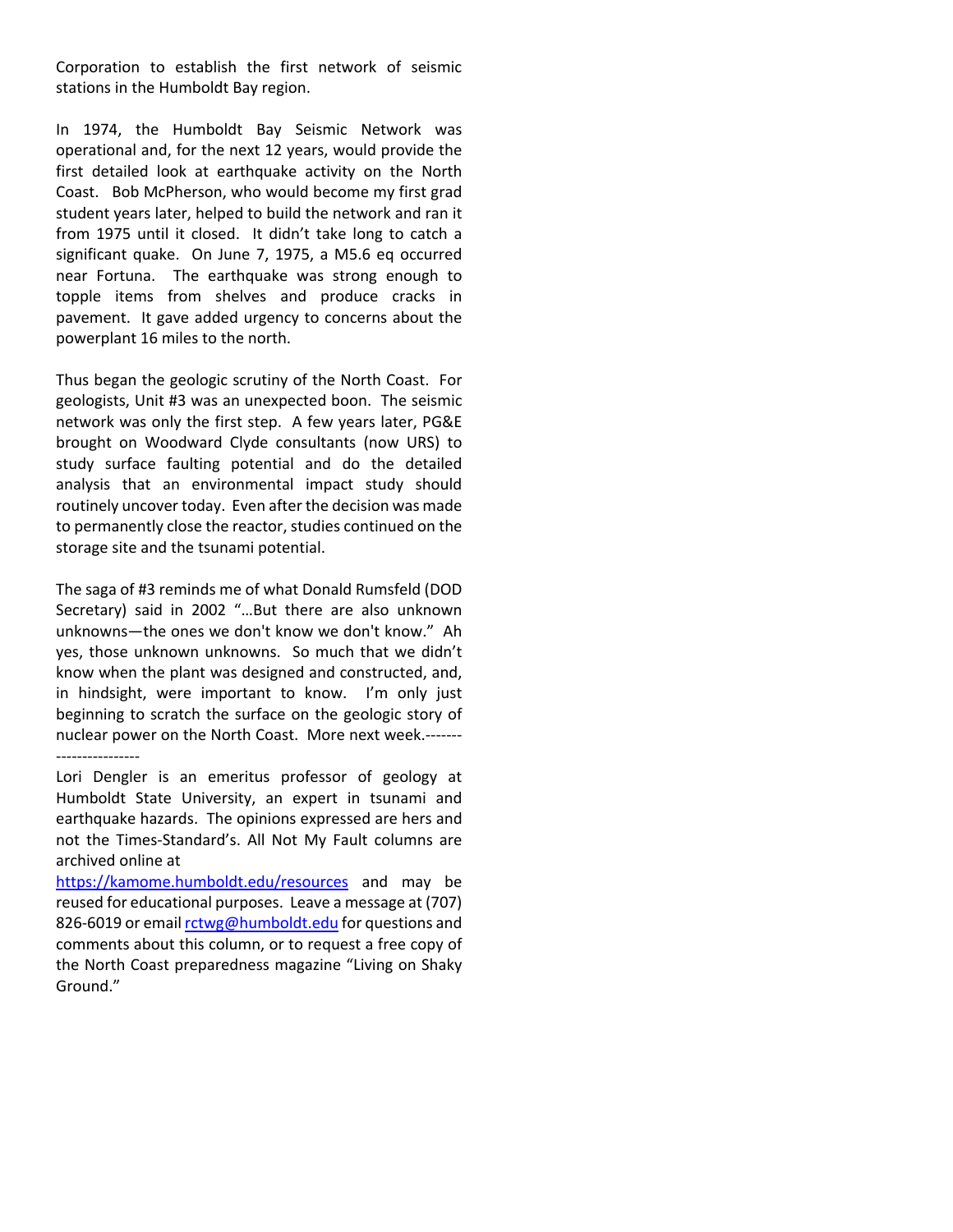Corporation to establish the first network of seismic stations in the Humboldt Bay region.

In 1974, the Humboldt Bay Seismic Network was operational and, for the next 12 years, would provide the first detailed look at earthquake activity on the North Coast. Bob McPherson, who would become my first grad student years later, helped to build the network and ran it from 1975 until it closed. It didn't take long to catch a significant quake. On June 7, 1975, a M5.6 eq occurred near Fortuna. The earthquake was strong enough to topple items from shelves and produce cracks in pavement. It gave added urgency to concerns about the powerplant 16 miles to the north.

Thus began the geologic scrutiny of the North Coast. For geologists, Unit #3 was an unexpected boon. The seismic network was only the first step. A few years later, PG&E brought on Woodward Clyde consultants (now URS) to study surface faulting potential and do the detailed analysis that an environmental impact study should routinely uncover today. Even after the decision was made to permanently close the reactor, studies continued on the storage site and the tsunami potential.

The saga of #3 reminds me of what Donald Rumsfeld (DOD Secretary) said in 2002 "…But there are also unknown unknowns—the ones we don't know we don't know." Ah yes, those unknown unknowns. So much that we didn't know when the plant was designed and constructed, and, in hindsight, were important to know. I'm only just beginning to scratch the surface on the geologic story of nuclear power on the North Coast. More next week.-----------------------

Lori Dengler is an emeritus professor of geology at Humboldt State University, an expert in tsunami and earthquake hazards. The opinions expressed are hers and not the Times-Standard's. All Not My Fault columns are archived online at https://kamome.humboldt.edu/resources and may be reused for educational purposes. Leave a message at (707) 826-6019 or email rctwg@humboldt.edu for questions and comments about this column, or to request a free copy of the North Coast preparedness magazine "Living on Shaky Ground."